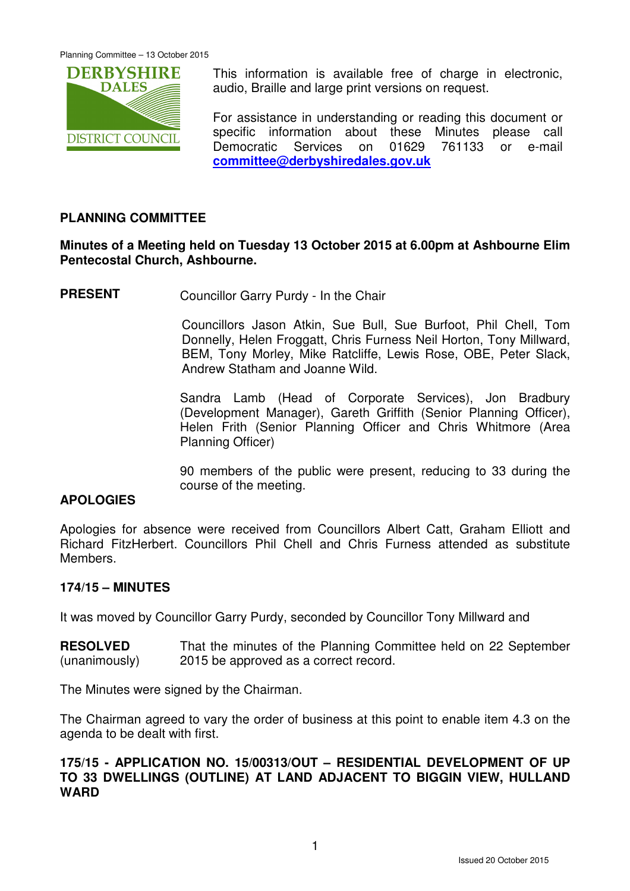This information is available free of charge in electronic, audio, Braille and large print versions on request.

For assistance in understanding or reading this document or specific information about these Minutes please call Democratic Services on 01629 761133 or e-mail **committee@derbyshiredales.gov.uk**

## PLANNING COMMITTEE

**Minutes of a Meeting held on Tuesday 13 October 2015 at 6.00pm at Ashbourne Elim Pentecostal Church, Ashbourne.**

**PRESENT** Councillor Garry Purdy - In the Chair

Councillors Jason Atkin, Sue Bull, Sue Burfoot, Phil Chell, Tom Donnelly, Helen Froggatt, Chris Furness Neil Horton, Tony Millward, BEM, Tony Morley, Mike Ratcliffe, Lewis Rose, OBE, Peter Slack, Andrew Statham and Joanne Wild.

Sandra Lamb (Head of Corporate Services), Jon Bradbury (Development Manager), Gareth Griffith (Senior Planning Officer), Helen Frith (Senior Planning Officer and Chris Whitmore (Area Planning Officer)

90 members of the public were present, reducing to 33 during the course of the meeting.

### APOLOGIES

Apologies for absence were received from Councillors Albert Catt, Graham Elliott and Richard FitzHerbert. Councillors Phil Chell and Chris Furness attended as substitute Members.

### 174/15 – MINUTES

It was moved by Councillor Garry Purdy, seconded by Councillor Tony Millward and

**RESOLVED** (unanimously) That the minutes of the Planning Committee held on 22 September 2015 be approved as a correct record.

The Minutes were signed by the Chairman.

The Chairman agreed to vary the order of business at this point to enable item 4.3 on the agenda to be dealt with first.

### 175/15 - APPLICATION NO. 15/00313/OUT – RESIDENTIAL DEVELOPMENT OF UP TO 33 DWELLINGS (OUTLINE) AT LAND ADJACENT TO BIGGIN VIEW, HULLAND WARD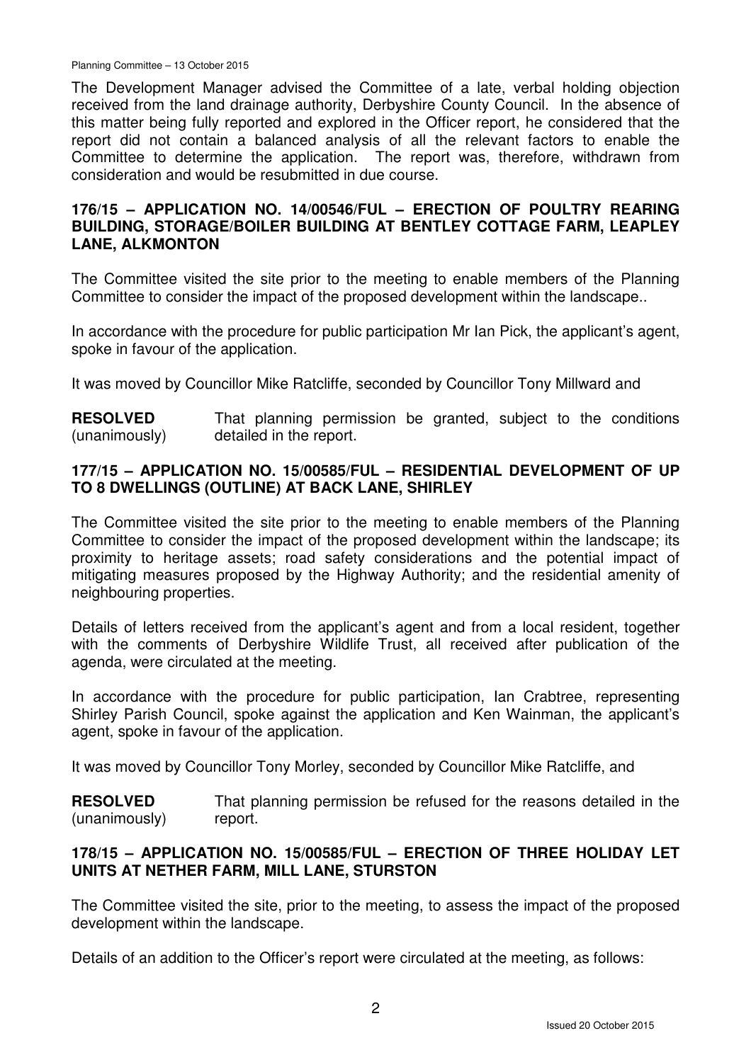The Development Manager advised the Committee of a late, verbal holding objection received from the land drainage authority, Derbyshire County Council. In the absence of this matter being fully reported and explored in the Officer report, he considered that the report did not contain a balanced analysis of all the relevant factors to enable the Committee to determine the application. The report was, therefore, withdrawn from consideration and would be resubmitted in due course.

## 176/15 – APPLICATION NO. 14/00546/FUL – ERECTION OF POULTRY REARING BUILDING, STORAGE/BOILER BUILDING AT BENTLEY COTTAGE FARM, LEAPLEY LANE, ALKMONTON

The Committee visited the site prior to the meeting to enable members of the Planning Committee to consider the impact of the proposed development within the landscape..

In accordance with the procedure for public participation Mr Ian Pick, the applicant's agent, spoke in favour of the application.

It was moved by Councillor Mike Ratcliffe, seconded by Councillor Tony Millward and

**RESOLVED** (unanimously) That planning permission be granted, subject to the conditions detailed in the report.

## 177/15 – APPLICATION NO. 15/00585/FUL – RESIDENTIAL DEVELOPMENT OF UP TO 8 DWELLINGS (OUTLINE) AT BACK LANE, SHIRLEY

The Committee visited the site prior to the meeting to enable members of the Planning Committee to consider the impact of the proposed development within the landscape; its proximity to heritage assets; road safety considerations and the potential impact of mitigating measures proposed by the Highway Authority; and the residential amenity of neighbouring properties.

Details of letters received from the applicant's agent and from a local resident, together with the comments of Derbyshire Wildlife Trust, all received after publication of the agenda, were circulated at the meeting.

In accordance with the procedure for public participation, Ian Crabtree, representing Shirley Parish Council, spoke against the application and Ken Wainman, the applicant's agent, spoke in favour of the application.

It was moved by Councillor Tony Morley, seconded by Councillor Mike Ratcliffe, and

**RESOLVED** (unanimously) That planning permission be refused for the reasons detailed in the report.

## 178/15 – APPLICATION NO. 15/00585/FUL – ERECTION OF THREE HOLIDAY LET UNITS AT NETHER FARM, MILL LANE, STURSTON

The Committee visited the site, prior to the meeting, to assess the impact of the proposed development within the landscape.

Details of an addition to the Officer's report were circulated at the meeting, as follows: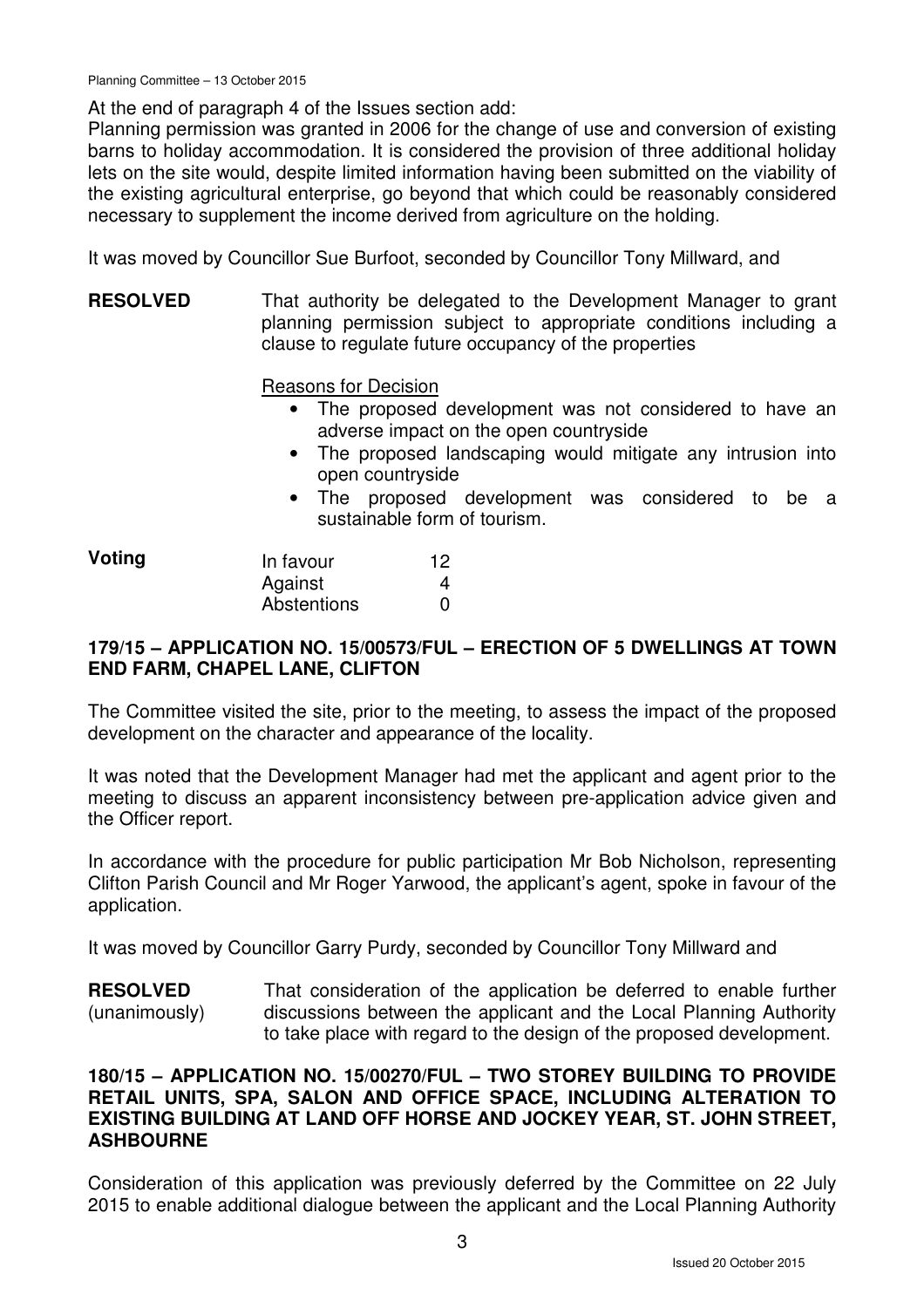At the end of paragraph 4 of the Issues section add:

Planning permission was granted in 2006 for the change of use and conversion of existing barns to holiday accommodation. It is considered the provision of three additional holiday lets on the site would, despite limited information having been submitted on the viability of the existing agricultural enterprise, go beyond that which could be reasonably considered necessary to supplement the income derived from agriculture on the holding.

It was moved by Councillor Sue Burfoot, seconded by Councillor Tony Millward, and

**RESOLVED** That authority be delegated to the Development Manager to grant planning permission subject to appropriate conditions including a clause to regulate future occupancy of the properties

Reasons for Decision

- The proposed development was not considered to have an adverse impact on the open countryside
- The proposed landscaping would mitigate any intrusion into open countryside
- The proposed development was considered to be a sustainable form of tourism.

**Voting**

| | |
|---|---|
| In favour | 12 |
| Against | 4 |
| Abstentions | 0 |

## 179/15 – APPLICATION NO. 15/00573/FUL – ERECTION OF 5 DWELLINGS AT TOWN END FARM, CHAPEL LANE, CLIFTON

The Committee visited the site, prior to the meeting, to assess the impact of the proposed development on the character and appearance of the locality.

It was noted that the Development Manager had met the applicant and agent prior to the meeting to discuss an apparent inconsistency between pre-application advice given and the Officer report.

In accordance with the procedure for public participation Mr Bob Nicholson, representing Clifton Parish Council and Mr Roger Yarwood, the applicant's agent, spoke in favour of the application.

It was moved by Councillor Garry Purdy, seconded by Councillor Tony Millward and

**RESOLVED** (unanimously) That consideration of the application be deferred to enable further discussions between the applicant and the Local Planning Authority to take place with regard to the design of the proposed development.

## 180/15 – APPLICATION NO. 15/00270/FUL – TWO STOREY BUILDING TO PROVIDE RETAIL UNITS, SPA, SALON AND OFFICE SPACE, INCLUDING ALTERATION TO EXISTING BUILDING AT LAND OFF HORSE AND JOCKEY YEAR, ST. JOHN STREET, ASHBOURNE

Consideration of this application was previously deferred by the Committee on 22 July 2015 to enable additional dialogue between the applicant and the Local Planning Authority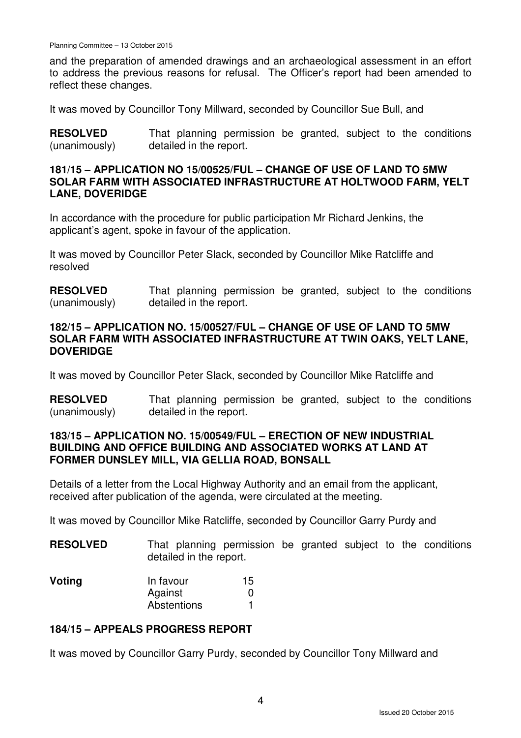and the preparation of amended drawings and an archaeological assessment in an effort to address the previous reasons for refusal. The Officer's report had been amended to reflect these changes.

It was moved by Councillor Tony Millward, seconded by Councillor Sue Bull, and

**RESOLVED** (unanimously) That planning permission be granted, subject to the conditions detailed in the report.

### 181/15 – APPLICATION NO 15/00525/FUL – CHANGE OF USE OF LAND TO 5MW SOLAR FARM WITH ASSOCIATED INFRASTRUCTURE AT HOLTWOOD FARM, YELT LANE, DOVERIDGE

In accordance with the procedure for public participation Mr Richard Jenkins, the applicant's agent, spoke in favour of the application.

It was moved by Councillor Peter Slack, seconded by Councillor Mike Ratcliffe and resolved

**RESOLVED** (unanimously) That planning permission be granted, subject to the conditions detailed in the report.

### 182/15 – APPLICATION NO. 15/00527/FUL – CHANGE OF USE OF LAND TO 5MW SOLAR FARM WITH ASSOCIATED INFRASTRUCTURE AT TWIN OAKS, YELT LANE, DOVERIDGE

It was moved by Councillor Peter Slack, seconded by Councillor Mike Ratcliffe and

**RESOLVED** (unanimously) That planning permission be granted, subject to the conditions detailed in the report.

### 183/15 – APPLICATION NO. 15/00549/FUL – ERECTION OF NEW INDUSTRIAL BUILDING AND OFFICE BUILDING AND ASSOCIATED WORKS AT LAND AT FORMER DUNSLEY MILL, VIA GELLIA ROAD, BONSALL

Details of a letter from the Local Highway Authority and an email from the applicant, received after publication of the agenda, were circulated at the meeting.

It was moved by Councillor Mike Ratcliffe, seconded by Councillor Garry Purdy and

**RESOLVED** That planning permission be granted subject to the conditions detailed in the report.

| **Voting** | | |
|---|---|---|
| | In favour | 15 |
| | Against | 0 |
| | Abstentions | 1 |

### 184/15 – APPEALS PROGRESS REPORT

It was moved by Councillor Garry Purdy, seconded by Councillor Tony Millward and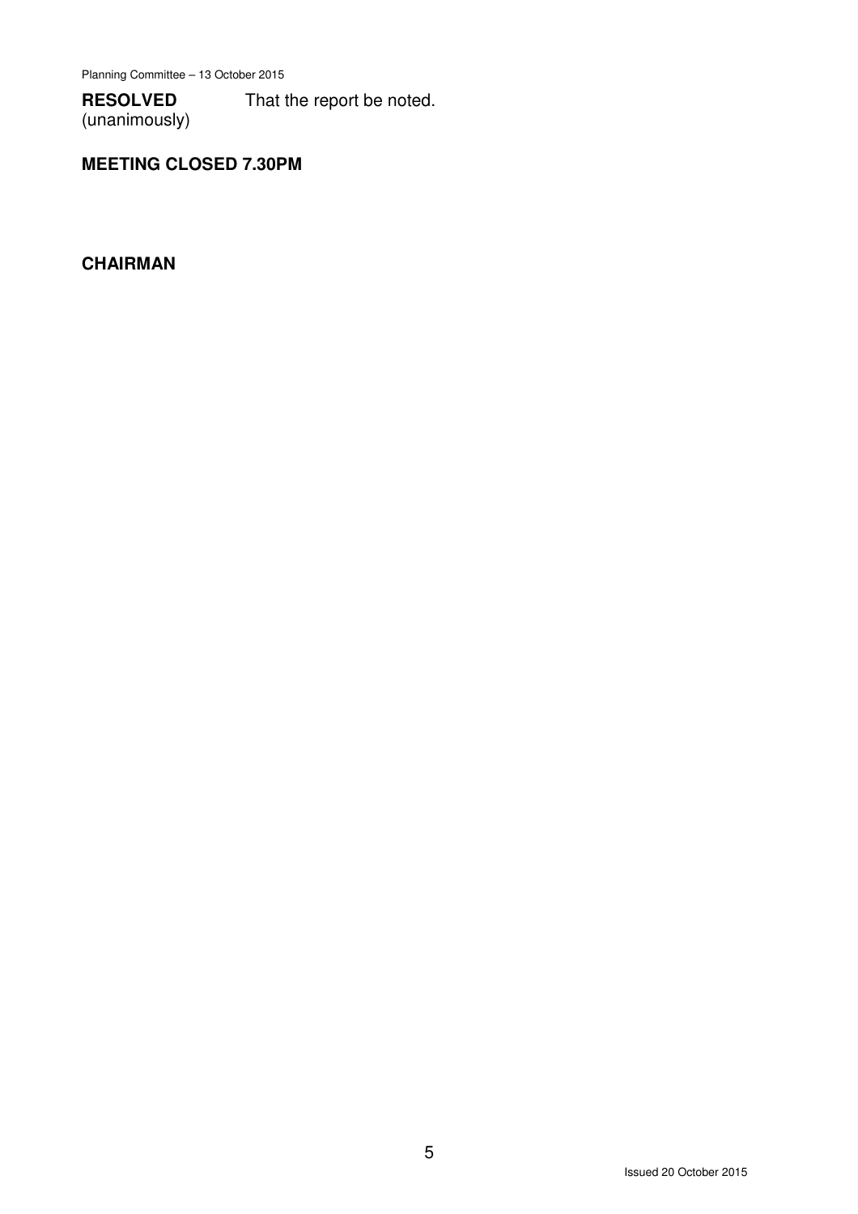**RESOLVED** (unanimously) That the report be noted.

**MEETING CLOSED 7.30PM**

**CHAIRMAN**

Issued 20 October 2015